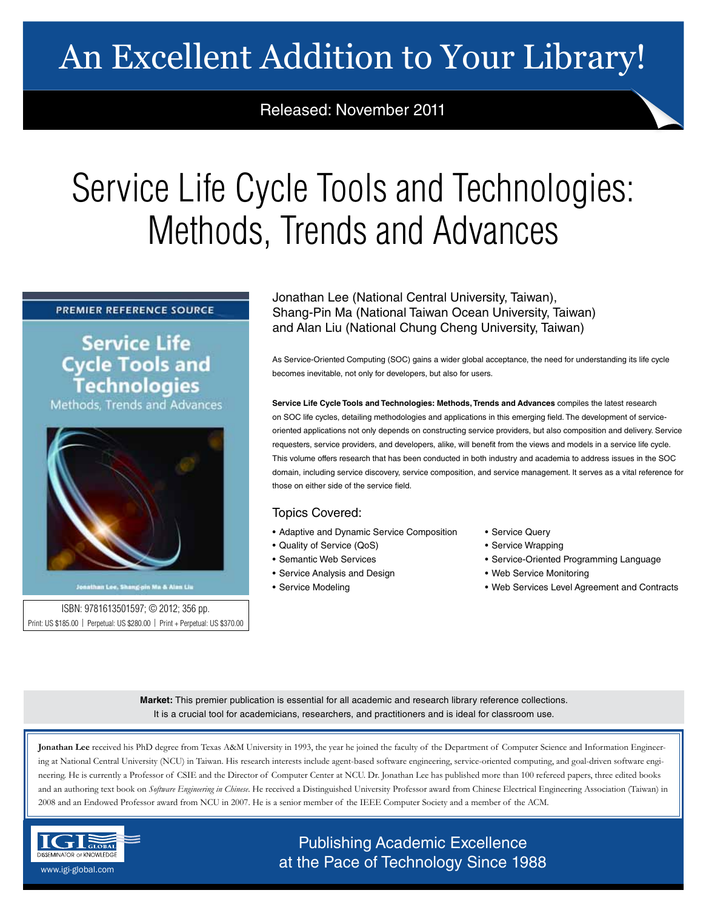# An Excellent Addition to Your Library!

Released: November 2011

# Service Life Cycle Tools and Technologies: Methods, Trends and Advances

PREMIER REFERENCE SOURCE

**Service Life Cycle Tools and Technologies**
Methods, Trends and Advances

Jonathan Lee, Shang-pin Ma & Alan Liu

ISBN: 9781613501597; © 2012; 356 pp.
Print: US $185.00 | Perpetual: US $280.00 | Print + Perpetual: US $370.00

Jonathan Lee (National Central University, Taiwan),
Shang-Pin Ma (National Taiwan Ocean University, Taiwan)
and Alan Liu (National Chung Cheng University, Taiwan)

As Service-Oriented Computing (SOC) gains a wider global acceptance, the need for understanding its life cycle becomes inevitable, not only for developers, but also for users.

**Service Life Cycle Tools and Technologies: Methods, Trends and Advances** compiles the latest research on SOC life cycles, detailing methodologies and applications in this emerging field. The development of service-oriented applications not only depends on constructing service providers, but also composition and delivery. Service requesters, service providers, and developers, alike, will benefit from the views and models in a service life cycle. This volume offers research that has been conducted in both industry and academia to address issues in the SOC domain, including service discovery, service composition, and service management. It serves as a vital reference for those on either side of the service field.

## Topics Covered:

- Adaptive and Dynamic Service Composition
- Quality of Service (QoS)
- Semantic Web Services
- Service Analysis and Design
- Service Modeling
- Service Query
- Service Wrapping
- Service-Oriented Programming Language
- Web Service Monitoring
- Web Services Level Agreement and Contracts

**Market:** This premier publication is essential for all academic and research library reference collections. It is a crucial tool for academicians, researchers, and practitioners and is ideal for classroom use.

**Jonathan Lee** received his PhD degree from Texas A&M University in 1993, the year he joined the faculty of the Department of Computer Science and Information Engineering at National Central University (NCU) in Taiwan. His research interests include agent-based software engineering, service-oriented computing, and goal-driven software engineering. He is currently a Professor of CSIE and the Director of Computer Center at NCU. Dr. Jonathan Lee has published more than 100 refereed papers, three edited books and an authoring text book on *Software Engineering in Chinese*. He received a Distinguished University Professor award from Chinese Electrical Engineering Association (Taiwan) in 2008 and an Endowed Professor award from NCU in 2007. He is a senior member of the IEEE Computer Society and a member of the ACM.

IGI GLOBAL
DISSEMINATOR OF KNOWLEDGE
www.igi-global.com

Publishing Academic Excellence at the Pace of Technology Since 1988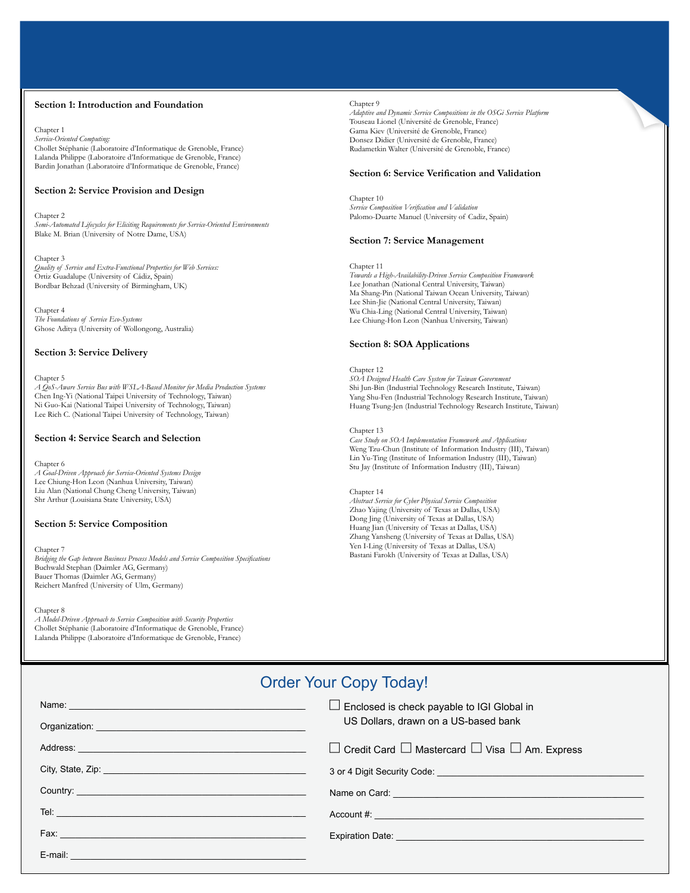## Section 1: Introduction and Foundation

Chapter 1
*Service-Oriented Computing:*
Chollet Stéphanie (Laboratoire d'Informatique de Grenoble, France)
Lalanda Philippe (Laboratoire d'Informatique de Grenoble, France)
Bardin Jonathan (Laboratoire d'Informatique de Grenoble, France)

## Section 2: Service Provision and Design

Chapter 2
*Semi-Automated Lifecycles for Eliciting Requirements for Service-Oriented Environments*
Blake M. Brian (University of Notre Dame, USA)

Chapter 3
*Quality of Service and Extra-Functional Properties for Web Services:*
Ortiz Guadalupe (University of Cádiz, Spain)
Bordbar Behzad (University of Birmingham, UK)

Chapter 4
*The Foundations of Service Eco-Systems*
Ghose Aditya (University of Wollongong, Australia)

## Section 3: Service Delivery

Chapter 5
*A QoS-Aware Service Bus with WSLA-Based Monitor for Media Production Systems*
Chen Ing-Yi (National Taipei University of Technology, Taiwan)
Ni Guo-Kai (National Taipei University of Technology, Taiwan)
Lee Rich C. (National Taipei University of Technology, Taiwan)

## Section 4: Service Search and Selection

Chapter 6
*A Goal-Driven Approach for Service-Oriented Systems Design*
Lee Chiung-Hon Leon (Nanhua University, Taiwan)
Liu Alan (National Chung Cheng University, Taiwan)
Shr Arthur (Louisiana State University, USA)

## Section 5: Service Composition

Chapter 7
*Bridging the Gap between Business Process Models and Service Composition Specifications*
Buchwald Stephan (Daimler AG, Germany)
Bauer Thomas (Daimler AG, Germany)
Reichert Manfred (University of Ulm, Germany)

Chapter 8
*A Model-Driven Approach to Service Composition with Security Properties*
Chollet Stéphanie (Laboratoire d'Informatique de Grenoble, France)
Lalanda Philippe (Laboratoire d'Informatique de Grenoble, France)

Chapter 9
*Adaptive and Dynamic Service Compositions in the OSGi Service Platform*
Touseau Lionel (Université de Grenoble, France)
Gama Kiev (Université de Grenoble, France)
Donsez Didier (Université de Grenoble, France)
Rudametkin Walter (Université de Grenoble, France)

## Section 6: Service Verification and Validation

Chapter 10
*Service Composition Verification and Validation*
Palomo-Duarte Manuel (University of Cadiz, Spain)

## Section 7: Service Management

Chapter 11
*Towards a High-Availability-Driven Service Composition Framework*
Lee Jonathan (National Central University, Taiwan)
Ma Shang-Pin (National Taiwan Ocean University, Taiwan)
Lee Shin-Jie (National Central University, Taiwan)
Wu Chia-Ling (National Central University, Taiwan)
Lee Chiung-Hon Leon (Nanhua University, Taiwan)

## Section 8: SOA Applications

Chapter 12
*SOA Designed Health Care System for Taiwan Government*
Shi Jun-Bin (Industrial Technology Research Institute, Taiwan)
Yang Shu-Fen (Industrial Technology Research Institute, Taiwan)
Huang Tsung-Jen (Industrial Technology Research Institute, Taiwan)

Chapter 13
*Case Study on SOA Implementation Framework and Applications*
Weng Tzu-Chun (Institute of Information Industry (III), Taiwan)
Lin Yu-Ting (Institute of Information Industry (III), Taiwan)
Stu Jay (Institute of Information Industry (III), Taiwan)

Chapter 14
*Abstract Service for Cyber Physical Service Composition*
Zhao Yajing (University of Texas at Dallas, USA)
Dong Jing (University of Texas at Dallas, USA)
Huang Jian (University of Texas at Dallas, USA)
Zhang Yansheng (University of Texas at Dallas, USA)
Yen I-Ling (University of Texas at Dallas, USA)
Bastani Farokh (University of Texas at Dallas, USA)

# Order Your Copy Today!

Name: ________________________________________

Organization: ________________________________________

Address: ________________________________________

City, State, Zip: ________________________________________

Country: ________________________________________

Tel: ________________________________________

Fax: ________________________________________

E-mail: ________________________________________

☐ Enclosed is check payable to IGI Global in US Dollars, drawn on a US-based bank

☐ Credit Card ☐ Mastercard ☐ Visa ☐ Am. Express

3 or 4 Digit Security Code: ________________________________________

Name on Card: ________________________________________

Account #: ________________________________________

Expiration Date: ________________________________________